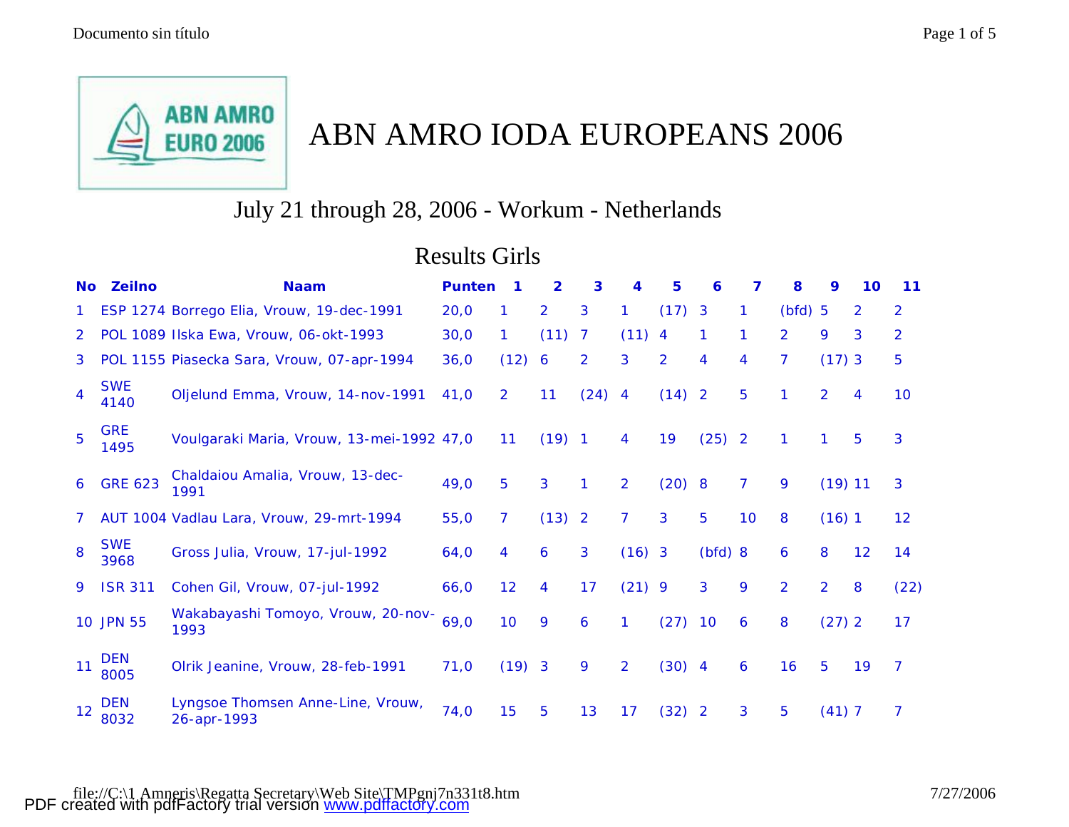# ABN AMRO IODA EUROPEANS 2006

July 21 through 28, 2006 - Workum - Netherlands

## Results Girls

| No | Zeilno | Naam | Punten | 1 | 2 | 3 | 4 | 5 | 6 | 7 | 8 | 9 | 10 | 11 |
|---|---|---|---|---|---|---|---|---|---|---|---|---|---|---|
| 1 | ESP 1274 | Borrego Elia, Vrouw, 19-dec-1991 | 20,0 | 1 | 2 | 3 | 1 | (17) | 3 | 1 | (bfd) | 5 | 2 | 2 |
| 2 | POL 1089 | Ilska Ewa, Vrouw, 06-okt-1993 | 30,0 | 1 | (11) | 7 | (11) | 4 | 1 | 1 | 2 | 9 | 3 | 2 |
| 3 | POL 1155 | Piasecka Sara, Vrouw, 07-apr-1994 | 36,0 | (12) | 6 | 2 | 3 | 2 | 4 | 4 | 7 | (17) | 3 | 5 |
| 4 | SWE 4140 | Oljelund Emma, Vrouw, 14-nov-1991 | 41,0 | 2 | 11 | (24) | 4 | (14) | 2 | 5 | 1 | 2 | 4 | 10 |
| 5 | GRE 1495 | Voulgaraki Maria, Vrouw, 13-mei-1992 | 47,0 | 11 | (19) | 1 | 4 | 19 | (25) | 2 | 1 | 1 | 5 | 3 |
| 6 | GRE 623 | Chaldaiou Amalia, Vrouw, 13-dec-1991 | 49,0 | 5 | 3 | 1 | 2 | (20) | 8 | 7 | 9 | (19) | 11 | 3 |
| 7 | AUT 1004 | Vadlau Lara, Vrouw, 29-mrt-1994 | 55,0 | 7 | (13) | 2 | 7 | 3 | 5 | 10 | 8 | (16) | 1 | 12 |
| 8 | SWE 3968 | Gross Julia, Vrouw, 17-jul-1992 | 64,0 | 4 | 6 | 3 | (16) | 3 | (bfd) | 8 | 6 | 8 | 12 | 14 |
| 9 | ISR 311 | Cohen Gil, Vrouw, 07-jul-1992 | 66,0 | 12 | 4 | 17 | (21) | 9 | 3 | 9 | 2 | 2 | 8 | (22) |
| 10 | JPN 55 | Wakabayashi Tomoyo, Vrouw, 20-nov-1993 | 69,0 | 10 | 9 | 6 | 1 | (27) | 10 | 6 | 8 | (27) | 2 | 17 |
| 11 | DEN 8005 | Olrik Jeanine, Vrouw, 28-feb-1991 | 71,0 | (19) | 3 | 9 | 2 | (30) | 4 | 6 | 16 | 5 | 19 | 7 |
| 12 | DEN 8032 | Lyngsoe Thomsen Anne-Line, Vrouw, 26-apr-1993 | 74,0 | 15 | 5 | 13 | 17 | (32) | 2 | 3 | 5 | (41) | 7 | 7 |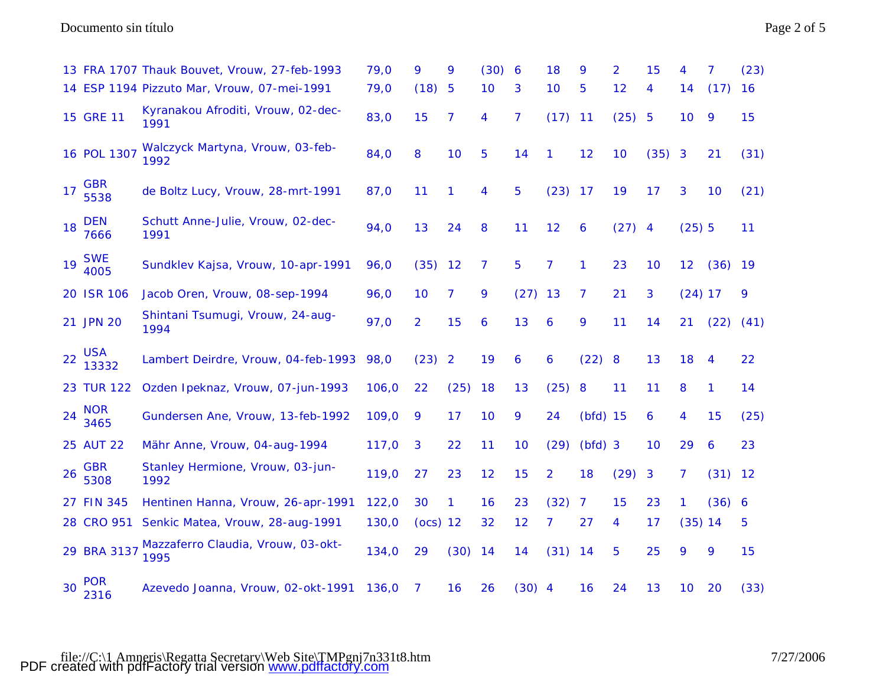| 13 | FRA 1707 | Thauk Bouvet, Vrouw, 27-feb-1993 | 79,0 | 9 | 9 | (30) | 6 | 18 | 9 | 2 | 15 | 4 | 7 | (23) |
|---|---|---|---|---|---|---|---|---|---|---|---|---|---|---|
| 14 | ESP 1194 | Pizzuto Mar, Vrouw, 07-mei-1991 | 79,0 | (18) | 5 | 10 | 3 | 10 | 5 | 12 | 4 | 14 | (17) | 16 |
| 15 | GRE 11 | Kyranakou Afroditi, Vrouw, 02-dec-1991 | 83,0 | 15 | 7 | 4 | 7 | (17) | 11 | (25) | 5 | 10 | 9 | 15 |
| 16 | POL 1307 | Walczyck Martyna, Vrouw, 03-feb-1992 | 84,0 | 8 | 10 | 5 | 14 | 1 | 12 | 10 | (35) | 3 | 21 | (31) |
| 17 | GBR 5538 | de Boltz Lucy, Vrouw, 28-mrt-1991 | 87,0 | 11 | 1 | 4 | 5 | (23) | 17 | 19 | 17 | 3 | 10 | (21) |
| 18 | DEN 7666 | Schutt Anne-Julie, Vrouw, 02-dec-1991 | 94,0 | 13 | 24 | 8 | 11 | 12 | 6 | (27) | 4 | (25) | 5 | 11 |
| 19 | SWE 4005 | Sundklev Kajsa, Vrouw, 10-apr-1991 | 96,0 | (35) | 12 | 7 | 5 | 7 | 1 | 23 | 10 | 12 | (36) | 19 |
| 20 | ISR 106 | Jacob Oren, Vrouw, 08-sep-1994 | 96,0 | 10 | 7 | 9 | (27) | 13 | 7 | 21 | 3 | (24) | 17 | 9 |
| 21 | JPN 20 | Shintani Tsumugi, Vrouw, 24-aug-1994 | 97,0 | 2 | 15 | 6 | 13 | 6 | 9 | 11 | 14 | 21 | (22) | (41) |
| 22 | USA 13332 | Lambert Deirdre, Vrouw, 04-feb-1993 | 98,0 | (23) | 2 | 19 | 6 | 6 | (22) | 8 | 13 | 18 | 4 | 22 |
| 23 | TUR 122 | Ozden Ipeknaz, Vrouw, 07-jun-1993 | 106,0 | 22 | (25) | 18 | 13 | (25) | 8 | 11 | 11 | 8 | 1 | 14 |
| 24 | NOR 3465 | Gundersen Ane, Vrouw, 13-feb-1992 | 109,0 | 9 | 17 | 10 | 9 | 24 | (bfd) | 15 | 6 | 4 | 15 | (25) |
| 25 | AUT 22 | Mähr Anne, Vrouw, 04-aug-1994 | 117,0 | 3 | 22 | 11 | 10 | (29) | (bfd) | 3 | 10 | 29 | 6 | 23 |
| 26 | GBR 5308 | Stanley Hermione, Vrouw, 03-jun-1992 | 119,0 | 27 | 23 | 12 | 15 | 2 | 18 | (29) | 3 | 7 | (31) | 12 |
| 27 | FIN 345 | Hentinen Hanna, Vrouw, 26-apr-1991 | 122,0 | 30 | 1 | 16 | 23 | (32) | 7 | 15 | 23 | 1 | (36) | 6 |
| 28 | CRO 951 | Senkic Matea, Vrouw, 28-aug-1991 | 130,0 | (ocs) | 12 | 32 | 12 | 7 | 27 | 4 | 17 | (35) | 14 | 5 |
| 29 | BRA 3137 | Mazzaferro Claudia, Vrouw, 03-okt-1995 | 134,0 | 29 | (30) | 14 | 14 | (31) | 14 | 5 | 25 | 9 | 9 | 15 |
| 30 | POR 2316 | Azevedo Joanna, Vrouw, 02-okt-1991 | 136,0 | 7 | 16 | 26 | (30) | 4 | 16 | 24 | 13 | 10 | 20 | (33) |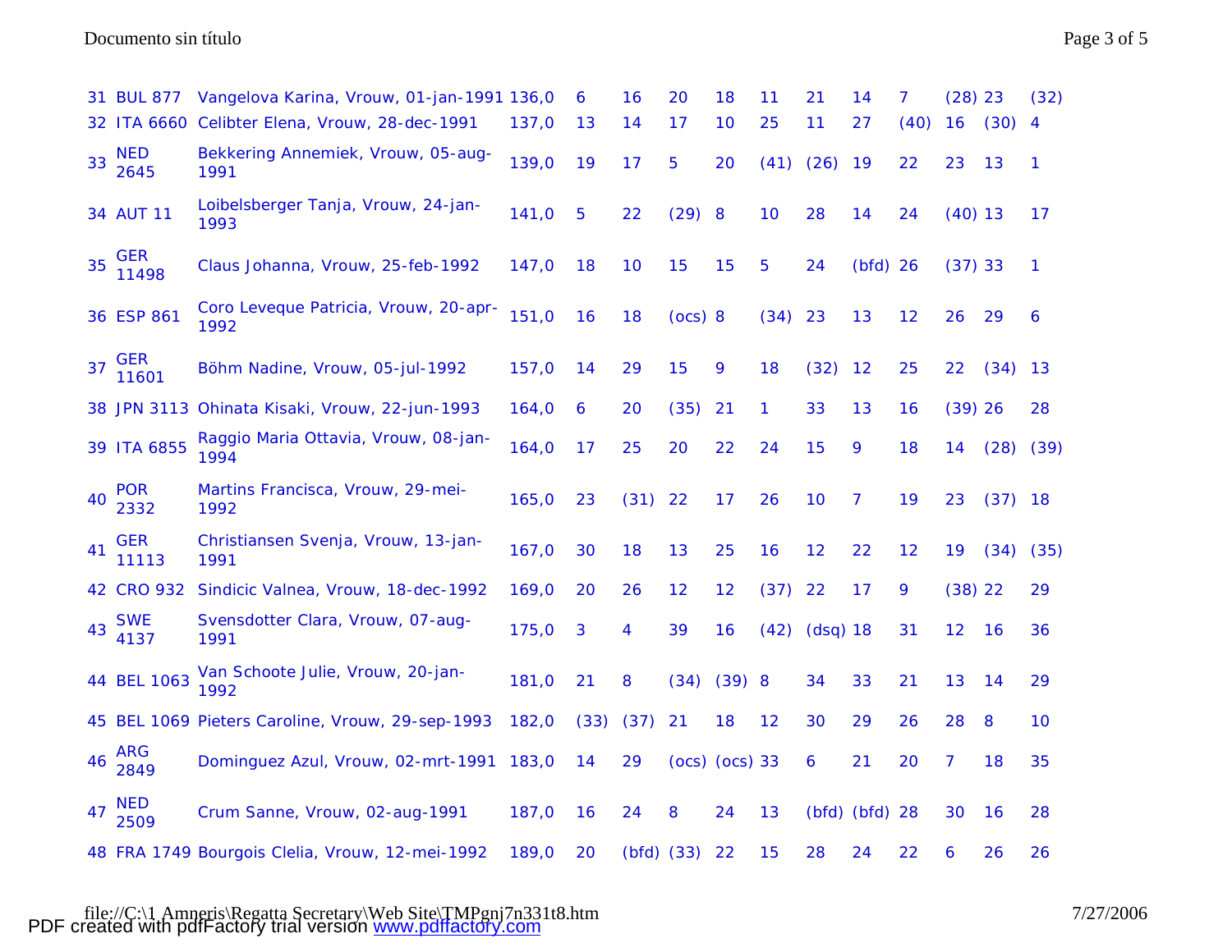| | | | | | | | | | | | | | | |
|---|---|---|---|---|---|---|---|---|---|---|---|---|---|---|
| 31 | BUL 877 | Vangelova Karina, Vrouw, 01-jan-1991 | 136,0 | 6 | 16 | 20 | 18 | 11 | 21 | 14 | 7 | (28) | 23 | (32) |
| 32 | ITA 6660 | Celibter Elena, Vrouw, 28-dec-1991 | 137,0 | 13 | 14 | 17 | 10 | 25 | 11 | 27 | (40) | 16 | (30) | 4 |
| 33 | NED 2645 | Bekkering Annemiek, Vrouw, 05-aug-1991 | 139,0 | 19 | 17 | 5 | 20 | (41) | (26) | 19 | 22 | 23 | 13 | 1 |
| 34 | AUT 11 | Loibelsberger Tanja, Vrouw, 24-jan-1993 | 141,0 | 5 | 22 | (29) | 8 | 10 | 28 | 14 | 24 | (40) | 13 | 17 |
| 35 | GER 11498 | Claus Johanna, Vrouw, 25-feb-1992 | 147,0 | 18 | 10 | 15 | 15 | 5 | 24 | (bfd) | 26 | (37) | 33 | 1 |
| 36 | ESP 861 | Coro Leveque Patricia, Vrouw, 20-apr-1992 | 151,0 | 16 | 18 | (ocs) | 8 | (34) | 23 | 13 | 12 | 26 | 29 | 6 |
| 37 | GER 11601 | Böhm Nadine, Vrouw, 05-jul-1992 | 157,0 | 14 | 29 | 15 | 9 | 18 | (32) | 12 | 25 | 22 | (34) | 13 |
| 38 | JPN 3113 | Ohinata Kisaki, Vrouw, 22-jun-1993 | 164,0 | 6 | 20 | (35) | 21 | 1 | 33 | 13 | 16 | (39) | 26 | 28 |
| 39 | ITA 6855 | Raggio Maria Ottavia, Vrouw, 08-jan-1994 | 164,0 | 17 | 25 | 20 | 22 | 24 | 15 | 9 | 18 | 14 | (28) | (39) |
| 40 | POR 2332 | Martins Francisca, Vrouw, 29-mei-1992 | 165,0 | 23 | (31) | 22 | 17 | 26 | 10 | 7 | 19 | 23 | (37) | 18 |
| 41 | GER 11113 | Christiansen Svenja, Vrouw, 13-jan-1991 | 167,0 | 30 | 18 | 13 | 25 | 16 | 12 | 22 | 12 | 19 | (34) | (35) |
| 42 | CRO 932 | Sindicic Valnea, Vrouw, 18-dec-1992 | 169,0 | 20 | 26 | 12 | 12 | (37) | 22 | 17 | 9 | (38) | 22 | 29 |
| 43 | SWE 4137 | Svensdotter Clara, Vrouw, 07-aug-1991 | 175,0 | 3 | 4 | 39 | 16 | (42) | (dsq) | 18 | 31 | 12 | 16 | 36 |
| 44 | BEL 1063 | Van Schoote Julie, Vrouw, 20-jan-1992 | 181,0 | 21 | 8 | (34) | (39) | 8 | 34 | 33 | 21 | 13 | 14 | 29 |
| 45 | BEL 1069 | Pieters Caroline, Vrouw, 29-sep-1993 | 182,0 | (33) | (37) | 21 | 18 | 12 | 30 | 29 | 26 | 28 | 8 | 10 |
| 46 | ARG 2849 | Dominguez Azul, Vrouw, 02-mrt-1991 | 183,0 | 14 | 29 | (ocs) | (ocs) | 33 | 6 | 21 | 20 | 7 | 18 | 35 |
| 47 | NED 2509 | Crum Sanne, Vrouw, 02-aug-1991 | 187,0 | 16 | 24 | 8 | 24 | 13 | (bfd) | (bfd) | 28 | 30 | 16 | 28 |
| 48 | FRA 1749 | Bourgois Clelia, Vrouw, 12-mei-1992 | 189,0 | 20 | (bfd) | (33) | 22 | 15 | 28 | 24 | 22 | 6 | 26 | 26 |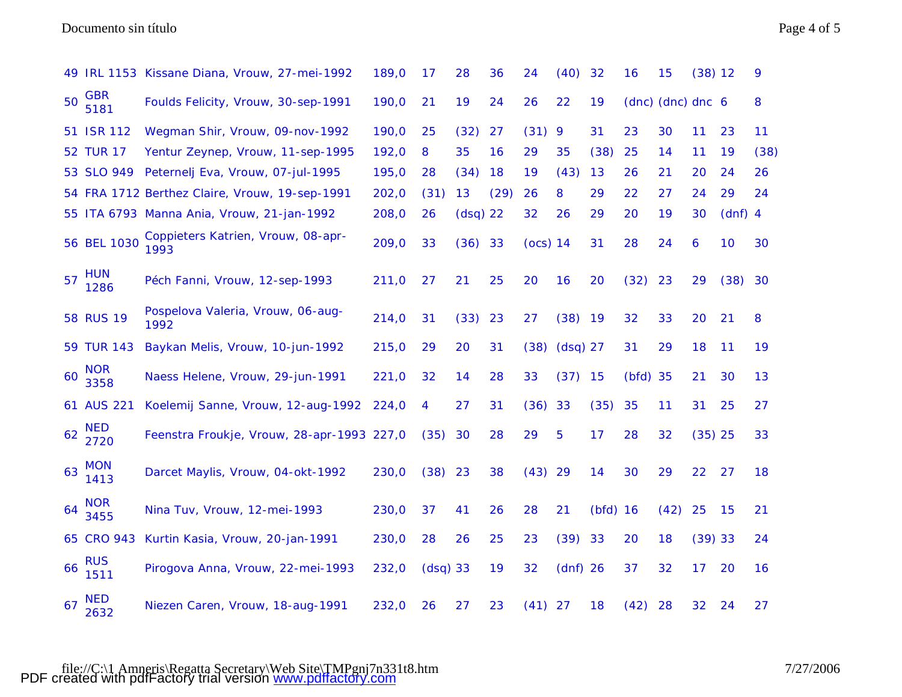| | | | | | | | | | | | | | | | |
|---|---|---|---|---|---|---|---|---|---|---|---|---|---|---|---|
| 49 | IRL 1153 | Kissane Diana, Vrouw, 27-mei-1992 | 189,0 | 17 | 28 | 36 | 24 | (40) | 32 | 16 | 15 | (38) | 12 | 9 |
| 50 | GBR 5181 | Foulds Felicity, Vrouw, 30-sep-1991 | 190,0 | 21 | 19 | 24 | 26 | 22 | 19 | (dnc) | (dnc) | dnc | 6 | 8 |
| 51 | ISR 112 | Wegman Shir, Vrouw, 09-nov-1992 | 190,0 | 25 | (32) | 27 | (31) | 9 | 31 | 23 | 30 | 11 | 23 | 11 |
| 52 | TUR 17 | Yentur Zeynep, Vrouw, 11-sep-1995 | 192,0 | 8 | 35 | 16 | 29 | 35 | (38) | 25 | 14 | 11 | 19 | (38) |
| 53 | SLO 949 | Peternelj Eva, Vrouw, 07-jul-1995 | 195,0 | 28 | (34) | 18 | 19 | (43) | 13 | 26 | 21 | 20 | 24 | 26 |
| 54 | FRA 1712 | Berthez Claire, Vrouw, 19-sep-1991 | 202,0 | (31) | 13 | (29) | 26 | 8 | 29 | 22 | 27 | 24 | 29 | 24 |
| 55 | ITA 6793 | Manna Ania, Vrouw, 21-jan-1992 | 208,0 | 26 | (dsq) | 22 | 32 | 26 | 29 | 20 | 19 | 30 | (dnf) | 4 |
| 56 | BEL 1030 | Coppieters Katrien, Vrouw, 08-apr-1993 | 209,0 | 33 | (36) | 33 | (ocs) | 14 | 31 | 28 | 24 | 6 | 10 | 30 |
| 57 | HUN 1286 | Péch Fanni, Vrouw, 12-sep-1993 | 211,0 | 27 | 21 | 25 | 20 | 16 | 20 | (32) | 23 | 29 | (38) | 30 |
| 58 | RUS 19 | Pospelova Valeria, Vrouw, 06-aug-1992 | 214,0 | 31 | (33) | 23 | 27 | (38) | 19 | 32 | 33 | 20 | 21 | 8 |
| 59 | TUR 143 | Baykan Melis, Vrouw, 10-jun-1992 | 215,0 | 29 | 20 | 31 | (38) | (dsq) | 27 | 31 | 29 | 18 | 11 | 19 |
| 60 | NOR 3358 | Naess Helene, Vrouw, 29-jun-1991 | 221,0 | 32 | 14 | 28 | 33 | (37) | 15 | (bfd) | 35 | 21 | 30 | 13 |
| 61 | AUS 221 | Koelemij Sanne, Vrouw, 12-aug-1992 | 224,0 | 4 | 27 | 31 | (36) | 33 | (35) | 35 | 11 | 31 | 25 | 27 |
| 62 | NED 2720 | Feenstra Froukje, Vrouw, 28-apr-1993 | 227,0 | (35) | 30 | 28 | 29 | 5 | 17 | 28 | 32 | (35) | 25 | 33 |
| 63 | MON 1413 | Darcet Maylis, Vrouw, 04-okt-1992 | 230,0 | (38) | 23 | 38 | (43) | 29 | 14 | 30 | 29 | 22 | 27 | 18 |
| 64 | NOR 3455 | Nina Tuv, Vrouw, 12-mei-1993 | 230,0 | 37 | 41 | 26 | 28 | 21 | (bfd) | 16 | (42) | 25 | 15 | 21 |
| 65 | CRO 943 | Kurtin Kasia, Vrouw, 20-jan-1991 | 230,0 | 28 | 26 | 25 | 23 | (39) | 33 | 20 | 18 | (39) | 33 | 24 |
| 66 | RUS 1511 | Pirogova Anna, Vrouw, 22-mei-1993 | 232,0 | (dsq) | 33 | 19 | 32 | (dnf) | 26 | 37 | 32 | 17 | 20 | 16 |
| 67 | NED 2632 | Niezen Caren, Vrouw, 18-aug-1991 | 232,0 | 26 | 27 | 23 | (41) | 27 | 18 | (42) | 28 | 32 | 24 | 27 |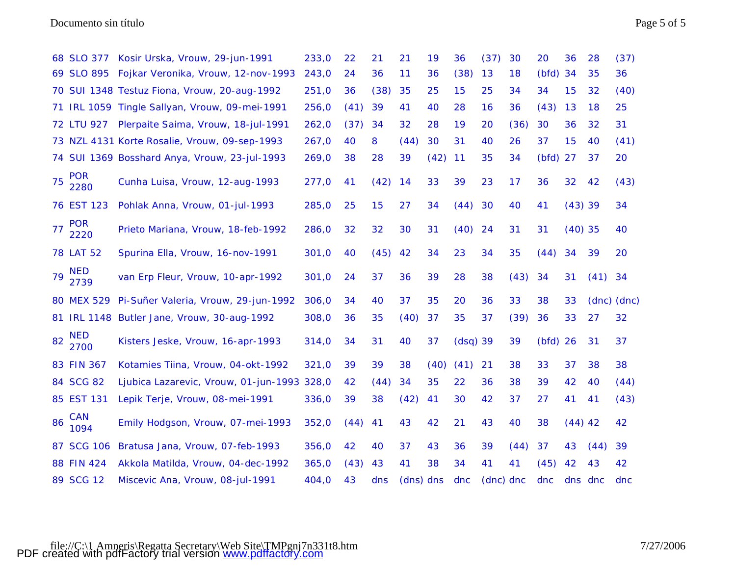| | | | | | | | | | | | | | | | |
|---|---|---|---|---|---|---|---|---|---|---|---|---|---|---|---|
| 68 | SLO 377 | Kosir Urska, Vrouw, 29-jun-1991 | 233,0 | 22 | 21 | 21 | 19 | 36 | (37) | 30 | 20 | 36 | 28 | (37) |
| 69 | SLO 895 | Fojkar Veronika, Vrouw, 12-nov-1993 | 243,0 | 24 | 36 | 11 | 36 | (38) | 13 | 18 | (bfd) | 34 | 35 | 36 |
| 70 | SUI 1348 | Testuz Fiona, Vrouw, 20-aug-1992 | 251,0 | 36 | (38) | 35 | 25 | 15 | 25 | 34 | 34 | 15 | 32 | (40) |
| 71 | IRL 1059 | Tingle Sallyan, Vrouw, 09-mei-1991 | 256,0 | (41) | 39 | 41 | 40 | 28 | 16 | 36 | (43) | 13 | 18 | 25 |
| 72 | LTU 927 | Plerpaite Saima, Vrouw, 18-jul-1991 | 262,0 | (37) | 34 | 32 | 28 | 19 | 20 | (36) | 30 | 36 | 32 | 31 |
| 73 | NZL 4131 | Korte Rosalie, Vrouw, 09-sep-1993 | 267,0 | 40 | 8 | (44) | 30 | 31 | 40 | 26 | 37 | 15 | 40 | (41) |
| 74 | SUI 1369 | Bosshard Anya, Vrouw, 23-jul-1993 | 269,0 | 38 | 28 | 39 | (42) | 11 | 35 | 34 | (bfd) | 27 | 37 | 20 |
| 75 | POR 2280 | Cunha Luisa, Vrouw, 12-aug-1993 | 277,0 | 41 | (42) | 14 | 33 | 39 | 23 | 17 | 36 | 32 | 42 | (43) |
| 76 | EST 123 | Pohlak Anna, Vrouw, 01-jul-1993 | 285,0 | 25 | 15 | 27 | 34 | (44) | 30 | 40 | 41 | (43) | 39 | 34 |
| 77 | POR 2220 | Prieto Mariana, Vrouw, 18-feb-1992 | 286,0 | 32 | 32 | 30 | 31 | (40) | 24 | 31 | 31 | (40) | 35 | 40 |
| 78 | LAT 52 | Spurina Ella, Vrouw, 16-nov-1991 | 301,0 | 40 | (45) | 42 | 34 | 23 | 34 | 35 | (44) | 34 | 39 | 20 |
| 79 | NED 2739 | van Erp Fleur, Vrouw, 10-apr-1992 | 301,0 | 24 | 37 | 36 | 39 | 28 | 38 | (43) | 34 | 31 | (41) | 34 |
| 80 | MEX 529 | Pi-Suñer Valeria, Vrouw, 29-jun-1992 | 306,0 | 34 | 40 | 37 | 35 | 20 | 36 | 33 | 38 | 33 | (dnc) | (dnc) |
| 81 | IRL 1148 | Butler Jane, Vrouw, 30-aug-1992 | 308,0 | 36 | 35 | (40) | 37 | 35 | 37 | (39) | 36 | 33 | 27 | 32 |
| 82 | NED 2700 | Kisters Jeske, Vrouw, 16-apr-1993 | 314,0 | 34 | 31 | 40 | 37 | (dsq) | 39 | 39 | (bfd) | 26 | 31 | 37 |
| 83 | FIN 367 | Kotamies Tiina, Vrouw, 04-okt-1992 | 321,0 | 39 | 39 | 38 | (40) | (41) | 21 | 38 | 33 | 37 | 38 | 38 |
| 84 | SCG 82 | Ljubica Lazarevic, Vrouw, 01-jun-1993 | 328,0 | 42 | (44) | 34 | 35 | 22 | 36 | 38 | 39 | 42 | 40 | (44) |
| 85 | EST 131 | Lepik Terje, Vrouw, 08-mei-1991 | 336,0 | 39 | 38 | (42) | 41 | 30 | 42 | 37 | 27 | 41 | 41 | (43) |
| 86 | CAN 1094 | Emily Hodgson, Vrouw, 07-mei-1993 | 352,0 | (44) | 41 | 43 | 42 | 21 | 43 | 40 | 38 | (44) | 42 | 42 |
| 87 | SCG 106 | Bratusa Jana, Vrouw, 07-feb-1993 | 356,0 | 42 | 40 | 37 | 43 | 36 | 39 | (44) | 37 | 43 | (44) | 39 |
| 88 | FIN 424 | Akkola Matilda, Vrouw, 04-dec-1992 | 365,0 | (43) | 43 | 41 | 38 | 34 | 41 | 41 | (45) | 42 | 43 | 42 |
| 89 | SCG 12 | Miscevic Ana, Vrouw, 08-jul-1991 | 404,0 | 43 | dns | (dns) | dns | dnc | (dnc) | dnc | dnc | dns | dnc | dnc |